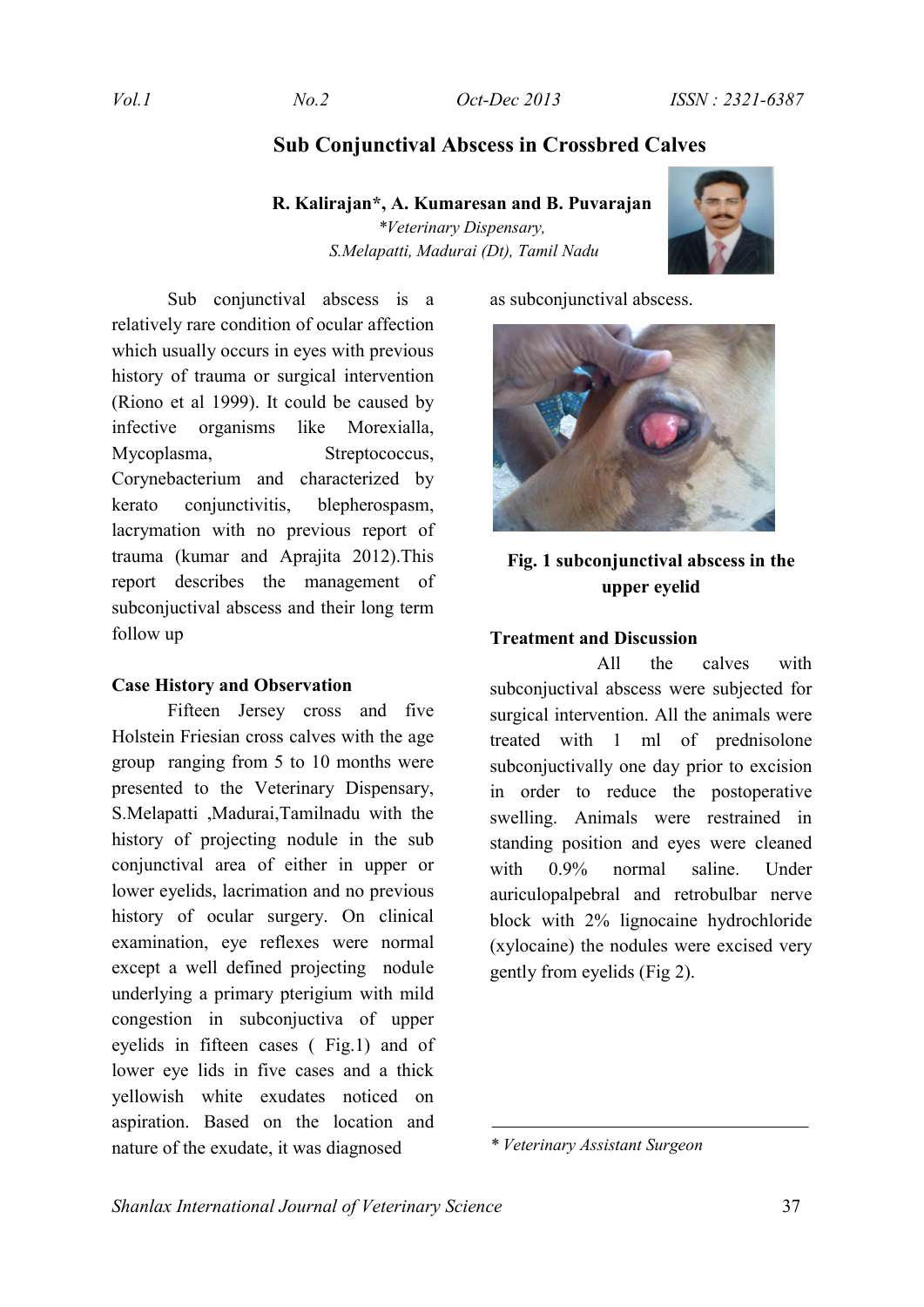# Sub Conjunctival Abscess in Crossbred Calves

**R. Kalirajan\*, A. Kumaresan and B. Puvarajan**

*\*Veterinary Dispensary, S.Melapatti, Madurai (Dt), Tamil Nadu*

Sub conjunctival abscess is a relatively rare condition of ocular affection which usually occurs in eyes with previous history of trauma or surgical intervention (Riono et al 1999). It could be caused by infective organisms like Morexialla, Mycoplasma, Streptococcus, Corynebacterium and characterized by kerato conjunctivitis, blepherospasm, lacrymation with no previous report of trauma (kumar and Aprajita 2012).This report describes the management of subconjuctival abscess and their long term follow up

## Case History and Observation

Fifteen Jersey cross and five Holstein Friesian cross calves with the age group ranging from 5 to 10 months were presented to the Veterinary Dispensary, S.Melapatti ,Madurai,Tamilnadu with the history of projecting nodule in the sub conjunctival area of either in upper or lower eyelids, lacrimation and no previous history of ocular surgery. On clinical examination, eye reflexes were normal except a well defined projecting nodule underlying a primary pterigium with mild congestion in subconjuctiva of upper eyelids in fifteen cases ( Fig.1) and of lower eye lids in five cases and a thick yellowish white exudates noticed on aspiration. Based on the location and nature of the exudate, it was diagnosed as subconjunctival abscess.

**Fig. 1 subconjunctival abscess in the upper eyelid**

## Treatment and Discussion

All the calves with subconjuctival abscess were subjected for surgical intervention. All the animals were treated with 1 ml of prednisolone subconjuctivally one day prior to excision in order to reduce the postoperative swelling. Animals were restrained in standing position and eyes were cleaned with 0.9% normal saline. Under auriculopalpebral and retrobulbar nerve block with 2% lignocaine hydrochloride (xylocaine) the nodules were excised very gently from eyelids (Fig 2).

---

*\* Veterinary Assistant Surgeon*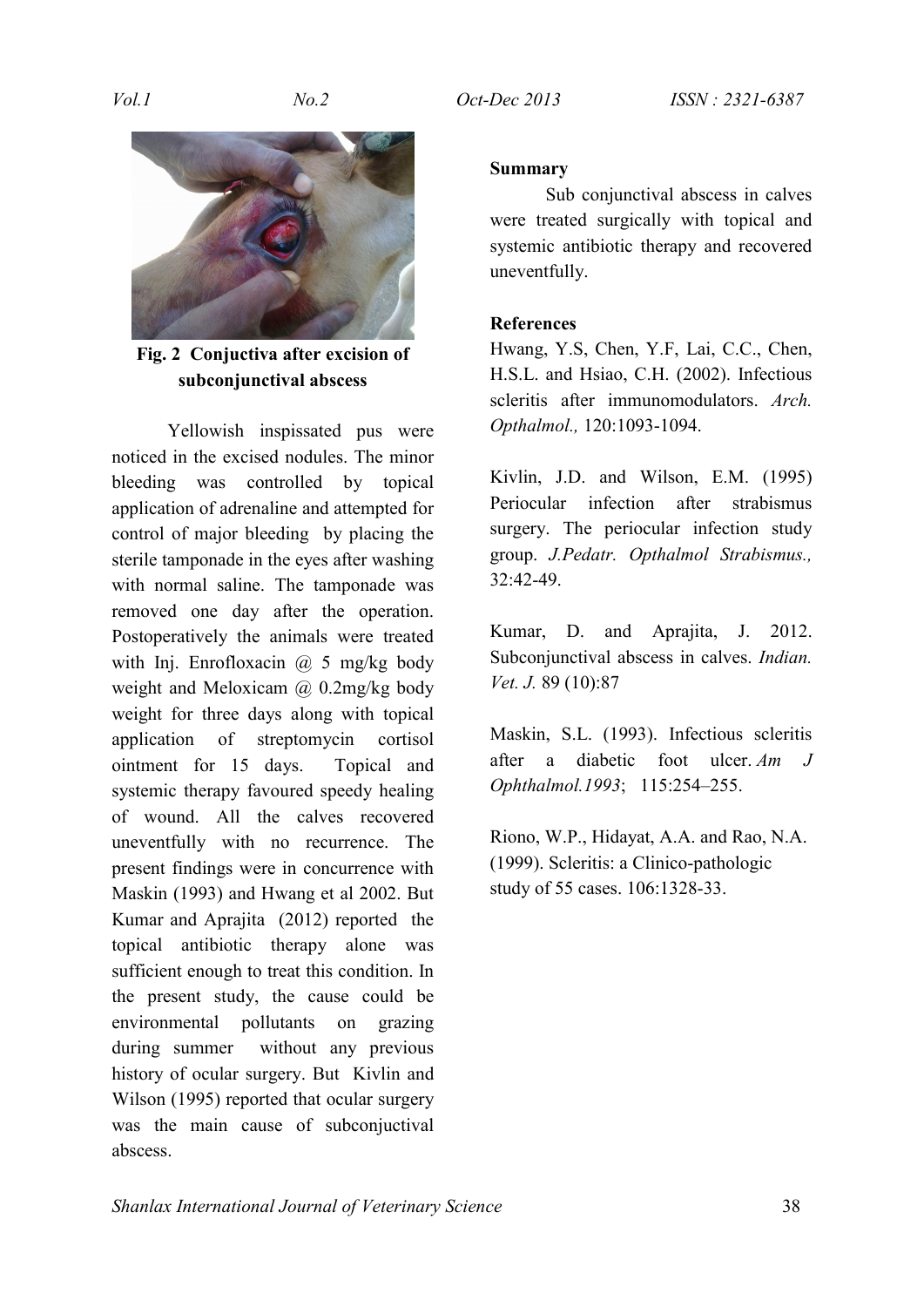**Fig. 2 Conjuctiva after excision of subconjunctival abscess**

Yellowish inspissated pus were noticed in the excised nodules. The minor bleeding was controlled by topical application of adrenaline and attempted for control of major bleeding by placing the sterile tamponade in the eyes after washing with normal saline. The tamponade was removed one day after the operation. Postoperatively the animals were treated with Inj. Enrofloxacin @ 5 mg/kg body weight and Meloxicam @ 0.2mg/kg body weight for three days along with topical application of streptomycin cortisol ointment for 15 days. Topical and systemic therapy favoured speedy healing of wound. All the calves recovered uneventfully with no recurrence. The present findings were in concurrence with Maskin (1993) and Hwang et al 2002. But Kumar and Aprajita (2012) reported the topical antibiotic therapy alone was sufficient enough to treat this condition. In the present study, the cause could be environmental pollutants on grazing during summer without any previous history of ocular surgery. But Kivlin and Wilson (1995) reported that ocular surgery was the main cause of subconjuctival abscess.

## Summary

Sub conjunctival abscess in calves were treated surgically with topical and systemic antibiotic therapy and recovered uneventfully.

## References

Hwang, Y.S, Chen, Y.F, Lai, C.C., Chen, H.S.L. and Hsiao, C.H. (2002). Infectious scleritis after immunomodulators. *Arch. Opthalmol.,* 120:1093-1094.

Kivlin, J.D. and Wilson, E.M. (1995) Periocular infection after strabismus surgery. The periocular infection study group. *J.Pedatr. Opthalmol Strabismus.,* 32:42-49.

Kumar, D. and Aprajita, J. 2012. Subconjunctival abscess in calves. *Indian. Vet. J.* 89 (10):87

Maskin, S.L. (1993). Infectious scleritis after a diabetic foot ulcer. *Am J Ophthalmol.1993*; 115:254–255.

Riono, W.P., Hidayat, A.A. and Rao, N.A. (1999). Scleritis: a Clinico-pathologic study of 55 cases. 106:1328-33.